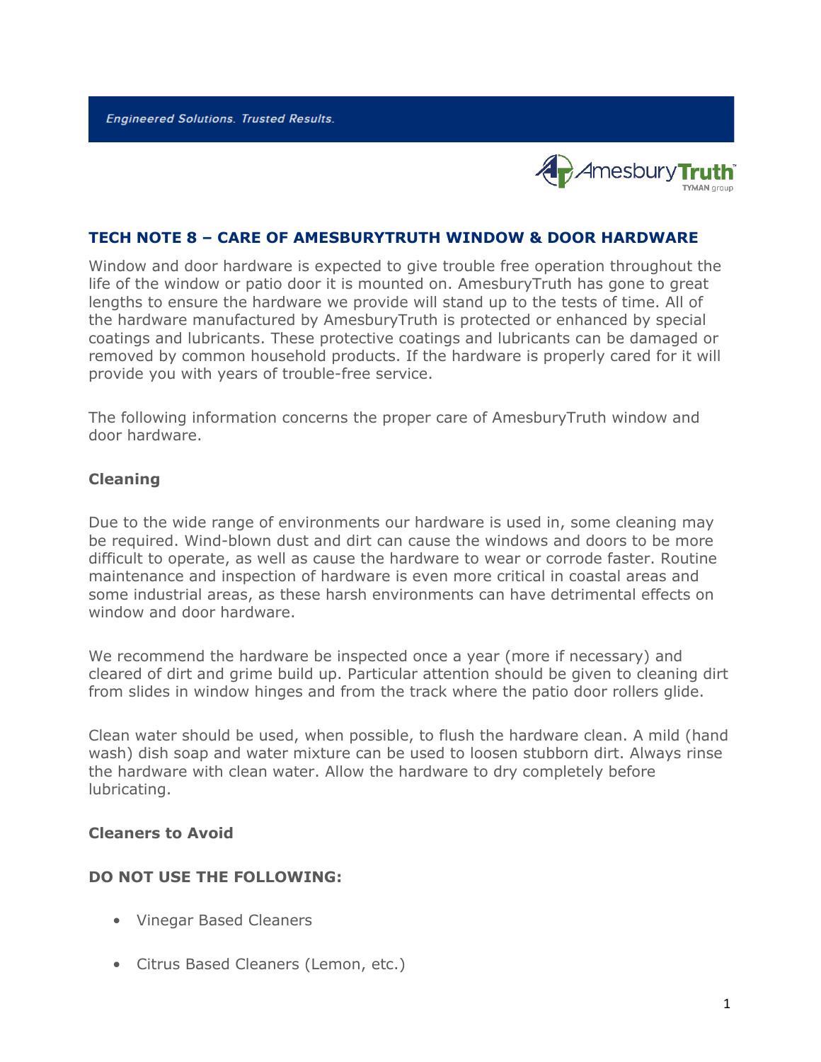*Engineered Solutions. Trusted Results.*

AmesburyTruth TYMAN group

## TECH NOTE 8 – CARE OF AMESBURYTRUTH WINDOW & DOOR HARDWARE

Window and door hardware is expected to give trouble free operation throughout the life of the window or patio door it is mounted on. AmesburyTruth has gone to great lengths to ensure the hardware we provide will stand up to the tests of time. All of the hardware manufactured by AmesburyTruth is protected or enhanced by special coatings and lubricants. These protective coatings and lubricants can be damaged or removed by common household products. If the hardware is properly cared for it will provide you with years of trouble-free service.

The following information concerns the proper care of AmesburyTruth window and door hardware.

### Cleaning

Due to the wide range of environments our hardware is used in, some cleaning may be required. Wind-blown dust and dirt can cause the windows and doors to be more difficult to operate, as well as cause the hardware to wear or corrode faster. Routine maintenance and inspection of hardware is even more critical in coastal areas and some industrial areas, as these harsh environments can have detrimental effects on window and door hardware.

We recommend the hardware be inspected once a year (more if necessary) and cleared of dirt and grime build up. Particular attention should be given to cleaning dirt from slides in window hinges and from the track where the patio door rollers glide.

Clean water should be used, when possible, to flush the hardware clean. A mild (hand wash) dish soap and water mixture can be used to loosen stubborn dirt. Always rinse the hardware with clean water. Allow the hardware to dry completely before lubricating.

### Cleaners to Avoid

**DO NOT USE THE FOLLOWING:**

- Vinegar Based Cleaners
- Citrus Based Cleaners (Lemon, etc.)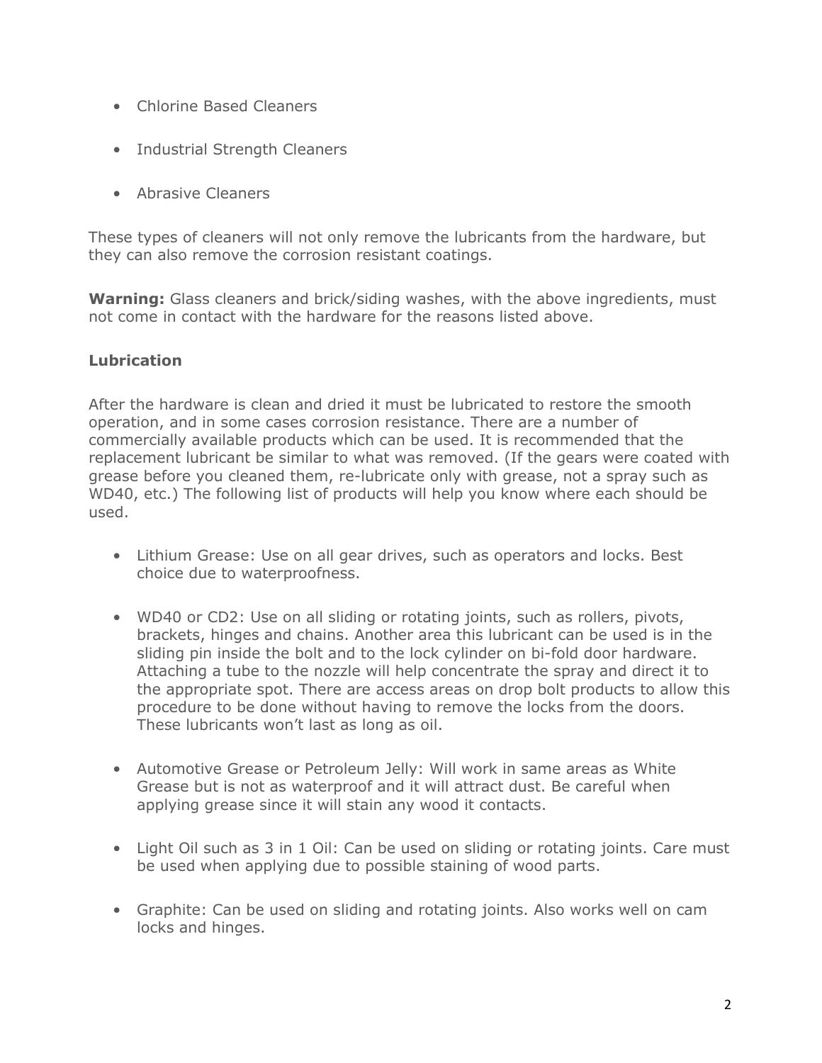- Chlorine Based Cleaners
- Industrial Strength Cleaners
- Abrasive Cleaners

These types of cleaners will not only remove the lubricants from the hardware, but they can also remove the corrosion resistant coatings.

**Warning:** Glass cleaners and brick/siding washes, with the above ingredients, must not come in contact with the hardware for the reasons listed above.

**Lubrication**

After the hardware is clean and dried it must be lubricated to restore the smooth operation, and in some cases corrosion resistance. There are a number of commercially available products which can be used. It is recommended that the replacement lubricant be similar to what was removed. (If the gears were coated with grease before you cleaned them, re-lubricate only with grease, not a spray such as WD40, etc.) The following list of products will help you know where each should be used.

- Lithium Grease: Use on all gear drives, such as operators and locks. Best choice due to waterproofness.
- WD40 or CD2: Use on all sliding or rotating joints, such as rollers, pivots, brackets, hinges and chains. Another area this lubricant can be used is in the sliding pin inside the bolt and to the lock cylinder on bi-fold door hardware. Attaching a tube to the nozzle will help concentrate the spray and direct it to the appropriate spot. There are access areas on drop bolt products to allow this procedure to be done without having to remove the locks from the doors. These lubricants won't last as long as oil.
- Automotive Grease or Petroleum Jelly: Will work in same areas as White Grease but is not as waterproof and it will attract dust. Be careful when applying grease since it will stain any wood it contacts.
- Light Oil such as 3 in 1 Oil: Can be used on sliding or rotating joints. Care must be used when applying due to possible staining of wood parts.
- Graphite: Can be used on sliding and rotating joints. Also works well on cam locks and hinges.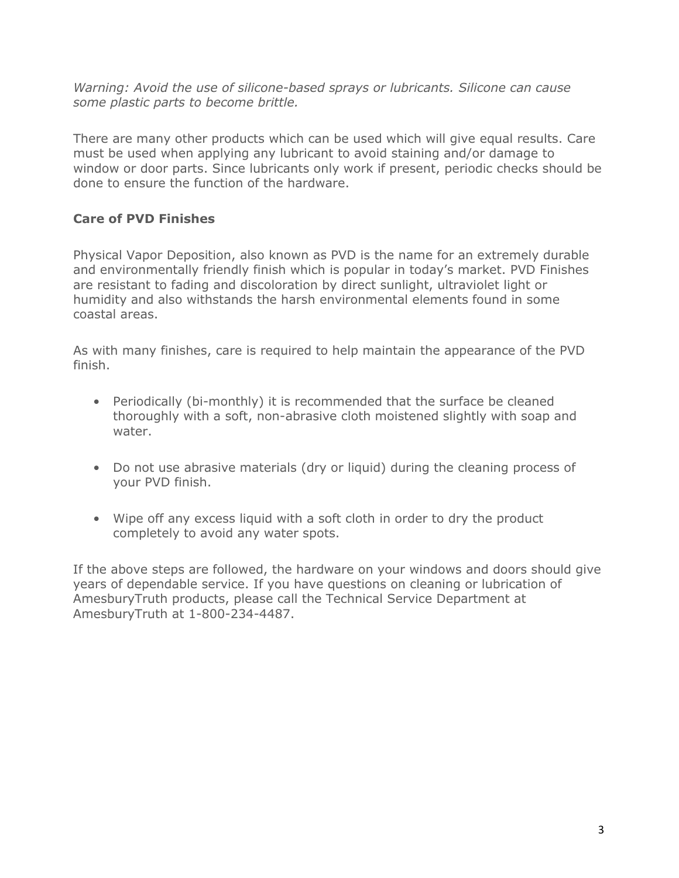*Warning: Avoid the use of silicone-based sprays or lubricants. Silicone can cause some plastic parts to become brittle.*

There are many other products which can be used which will give equal results. Care must be used when applying any lubricant to avoid staining and/or damage to window or door parts. Since lubricants only work if present, periodic checks should be done to ensure the function of the hardware.

**Care of PVD Finishes**

Physical Vapor Deposition, also known as PVD is the name for an extremely durable and environmentally friendly finish which is popular in today's market. PVD Finishes are resistant to fading and discoloration by direct sunlight, ultraviolet light or humidity and also withstands the harsh environmental elements found in some coastal areas.

As with many finishes, care is required to help maintain the appearance of the PVD finish.

- Periodically (bi-monthly) it is recommended that the surface be cleaned thoroughly with a soft, non-abrasive cloth moistened slightly with soap and water.
- Do not use abrasive materials (dry or liquid) during the cleaning process of your PVD finish.
- Wipe off any excess liquid with a soft cloth in order to dry the product completely to avoid any water spots.

If the above steps are followed, the hardware on your windows and doors should give years of dependable service. If you have questions on cleaning or lubrication of AmesburyTruth products, please call the Technical Service Department at AmesburyTruth at 1-800-234-4487.